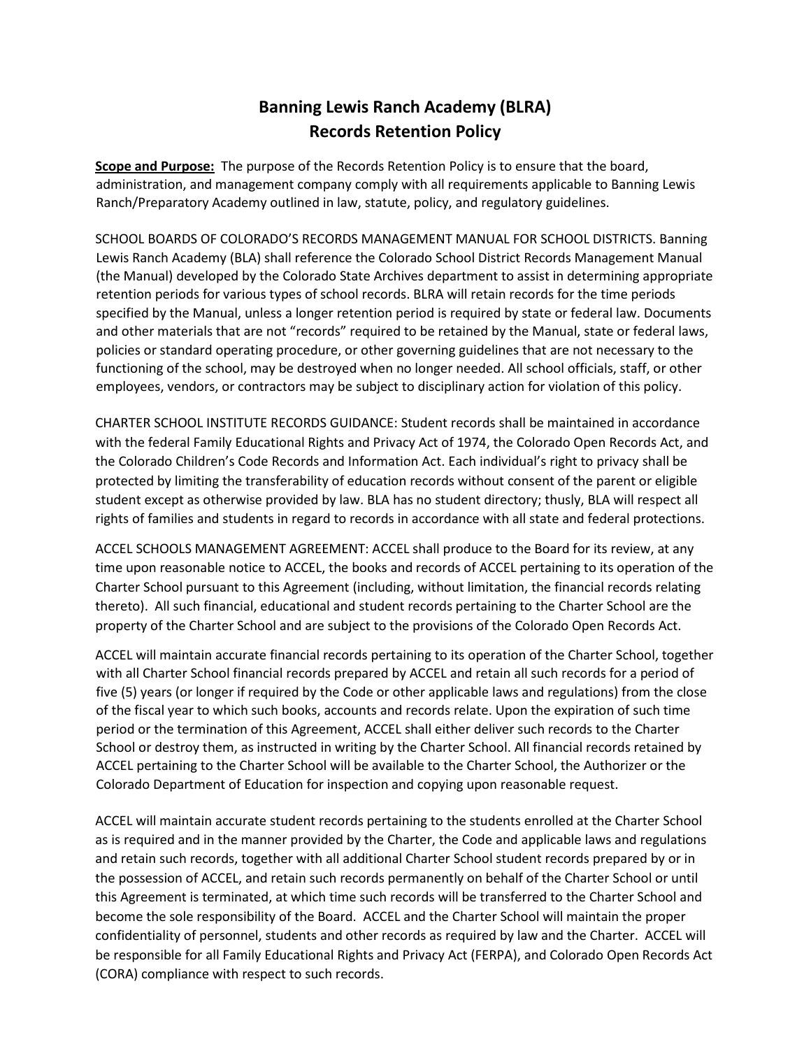# Banning Lewis Ranch Academy (BLRA)
# Records Retention Policy

**Scope and Purpose:** The purpose of the Records Retention Policy is to ensure that the board, administration, and management company comply with all requirements applicable to Banning Lewis Ranch/Preparatory Academy outlined in law, statute, policy, and regulatory guidelines.

SCHOOL BOARDS OF COLORADO'S RECORDS MANAGEMENT MANUAL FOR SCHOOL DISTRICTS. Banning Lewis Ranch Academy (BLA) shall reference the Colorado School District Records Management Manual (the Manual) developed by the Colorado State Archives department to assist in determining appropriate retention periods for various types of school records. BLRA will retain records for the time periods specified by the Manual, unless a longer retention period is required by state or federal law. Documents and other materials that are not "records" required to be retained by the Manual, state or federal laws, policies or standard operating procedure, or other governing guidelines that are not necessary to the functioning of the school, may be destroyed when no longer needed. All school officials, staff, or other employees, vendors, or contractors may be subject to disciplinary action for violation of this policy.

CHARTER SCHOOL INSTITUTE RECORDS GUIDANCE: Student records shall be maintained in accordance with the federal Family Educational Rights and Privacy Act of 1974, the Colorado Open Records Act, and the Colorado Children's Code Records and Information Act. Each individual's right to privacy shall be protected by limiting the transferability of education records without consent of the parent or eligible student except as otherwise provided by law. BLA has no student directory; thusly, BLA will respect all rights of families and students in regard to records in accordance with all state and federal protections.

ACCEL SCHOOLS MANAGEMENT AGREEMENT: ACCEL shall produce to the Board for its review, at any time upon reasonable notice to ACCEL, the books and records of ACCEL pertaining to its operation of the Charter School pursuant to this Agreement (including, without limitation, the financial records relating thereto). All such financial, educational and student records pertaining to the Charter School are the property of the Charter School and are subject to the provisions of the Colorado Open Records Act.

ACCEL will maintain accurate financial records pertaining to its operation of the Charter School, together with all Charter School financial records prepared by ACCEL and retain all such records for a period of five (5) years (or longer if required by the Code or other applicable laws and regulations) from the close of the fiscal year to which such books, accounts and records relate. Upon the expiration of such time period or the termination of this Agreement, ACCEL shall either deliver such records to the Charter School or destroy them, as instructed in writing by the Charter School. All financial records retained by ACCEL pertaining to the Charter School will be available to the Charter School, the Authorizer or the Colorado Department of Education for inspection and copying upon reasonable request.

ACCEL will maintain accurate student records pertaining to the students enrolled at the Charter School as is required and in the manner provided by the Charter, the Code and applicable laws and regulations and retain such records, together with all additional Charter School student records prepared by or in the possession of ACCEL, and retain such records permanently on behalf of the Charter School or until this Agreement is terminated, at which time such records will be transferred to the Charter School and become the sole responsibility of the Board. ACCEL and the Charter School will maintain the proper confidentiality of personnel, students and other records as required by law and the Charter. ACCEL will be responsible for all Family Educational Rights and Privacy Act (FERPA), and Colorado Open Records Act (CORA) compliance with respect to such records.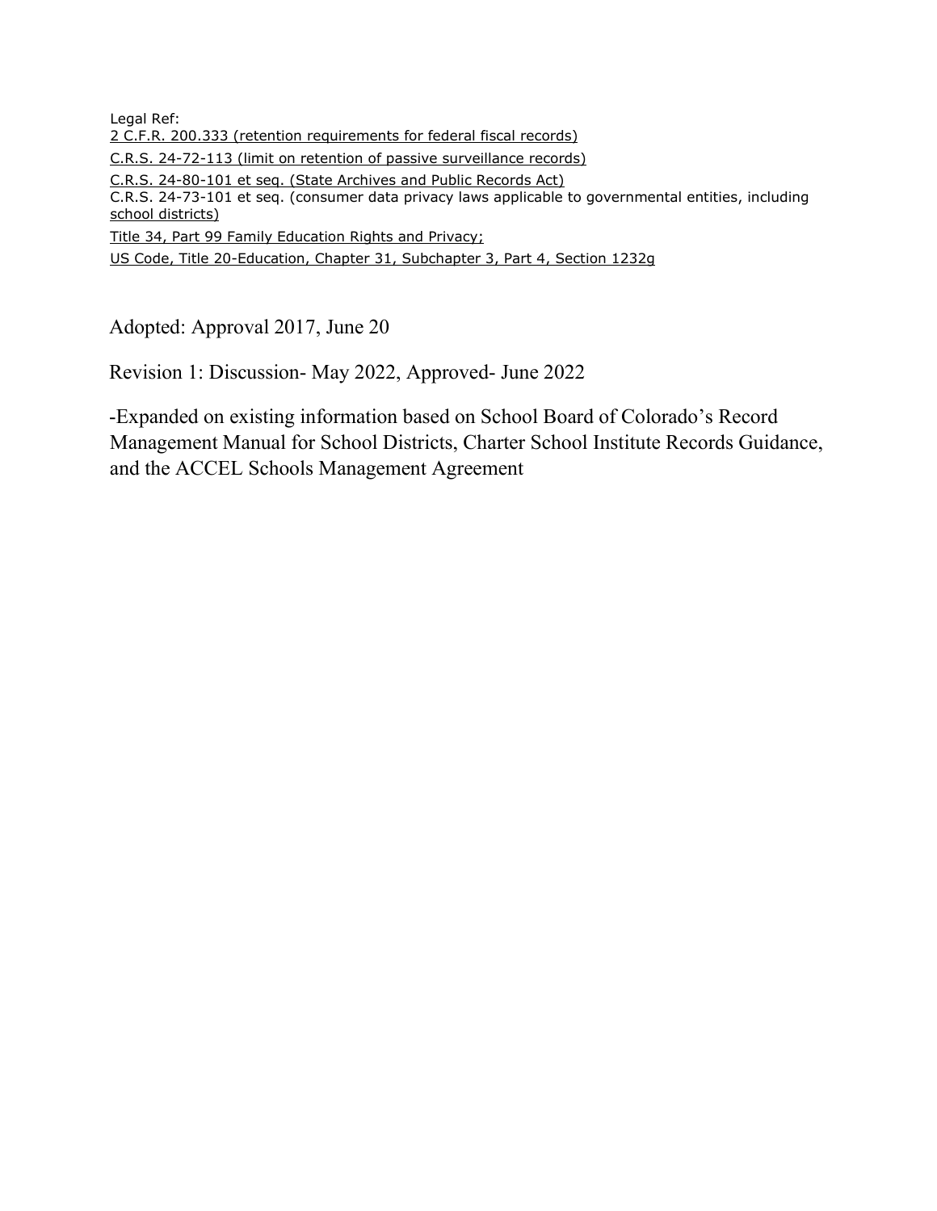Legal Ref:
2 C.F.R. 200.333 (retention requirements for federal fiscal records)
C.R.S. 24-72-113 (limit on retention of passive surveillance records)
C.R.S. 24-80-101 et seq. (State Archives and Public Records Act)
C.R.S. 24-73-101 et seq. (consumer data privacy laws applicable to governmental entities, including school districts)
Title 34, Part 99 Family Education Rights and Privacy;
US Code, Title 20-Education, Chapter 31, Subchapter 3, Part 4, Section 1232g

Adopted: Approval 2017, June 20

Revision 1: Discussion- May 2022, Approved- June 2022

-Expanded on existing information based on School Board of Colorado's Record Management Manual for School Districts, Charter School Institute Records Guidance, and the ACCEL Schools Management Agreement